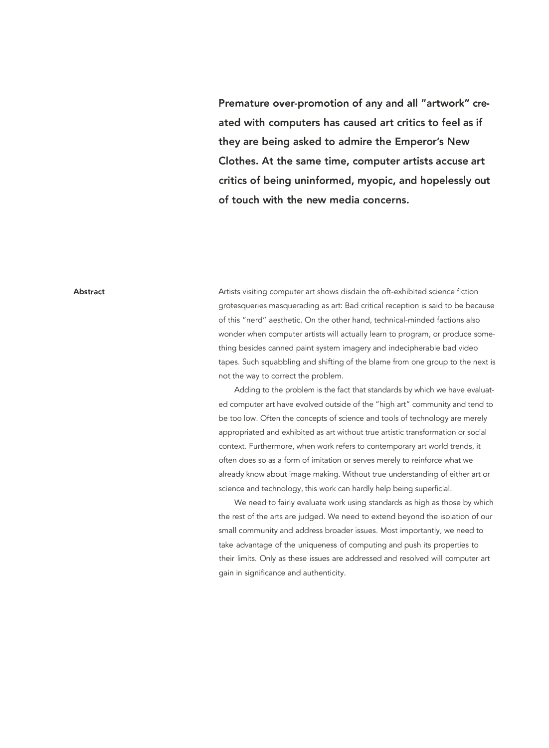**Premature over-promotion of any and all "artwork" created with computers has caused art critics to feel as if they are being asked to admire the Emperor's New Clothes. At the same time, computer artists accuse art critics of being uninformed, myopic, and hopelessly out of touch with the new media concerns.**

## Abstract

Artists visiting computer art shows disdain the oft-exhibited science fiction grotesqueries masquerading as art: Bad critical reception is said to be because of this "nerd" aesthetic. On the other hand, technical-minded factions also wonder when computer artists will actually learn to program, or produce something besides canned paint system imagery and indecipherable bad video tapes. Such squabbling and shifting of the blame from one group to the next is not the way to correct the problem.

Adding to the problem is the fact that standards by which we have evaluated computer art have evolved outside of the "high art" community and tend to be too low. Often the concepts of science and tools of technology are merely appropriated and exhibited as art without true artistic transformation or social context. Furthermore, when work refers to contemporary art world trends, it often does so as a form of imitation or serves merely to reinforce what we already know about image making. Without true understanding of either art or science and technology, this work can hardly help being superficial.

We need to fairly evaluate work using standards as high as those by which the rest of the arts are judged. We need to extend beyond the isolation of our small community and address broader issues. Most importantly, we need to take advantage of the uniqueness of computing and push its properties to their limits. Only as these issues are addressed and resolved will computer art gain in significance and authenticity.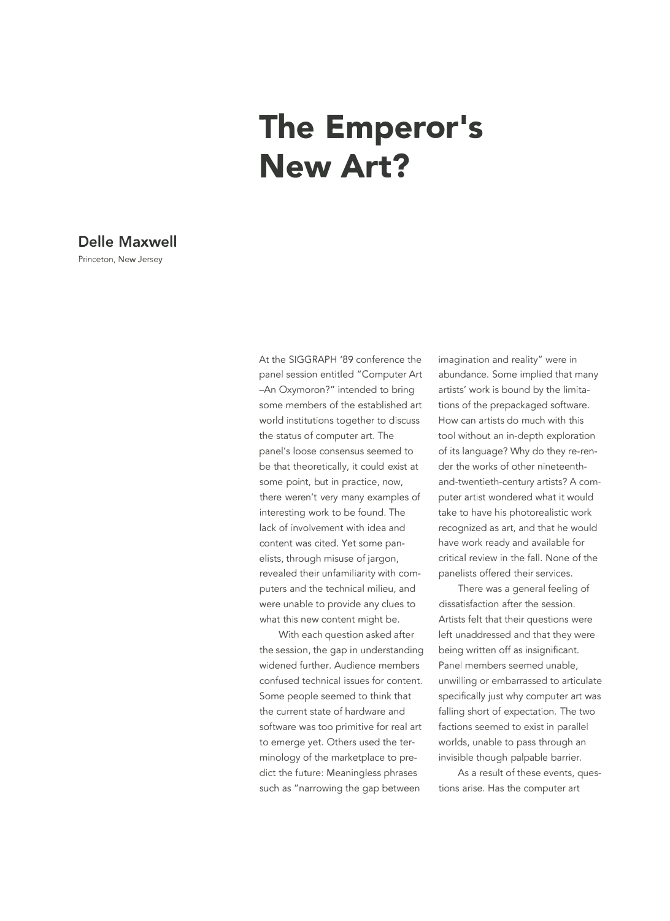# The Emperor's New Art?

## Delle Maxwell

Princeton, New Jersey

At the SIGGRAPH '89 conference the panel session entitled "Computer Art –An Oxymoron?" intended to bring some members of the established art world institutions together to discuss the status of computer art. The panel's loose consensus seemed to be that theoretically, it could exist at some point, but in practice, now, there weren't very many examples of interesting work to be found. The lack of involvement with idea and content was cited. Yet some panelists, through misuse of jargon, revealed their unfamiliarity with computers and the technical milieu, and were unable to provide any clues to what this new content might be.

With each question asked after the session, the gap in understanding widened further. Audience members confused technical issues for content. Some people seemed to think that the current state of hardware and software was too primitive for real art to emerge yet. Others used the terminology of the marketplace to predict the future: Meaningless phrases such as "narrowing the gap between imagination and reality" were in abundance. Some implied that many artists' work is bound by the limitations of the prepackaged software. How can artists do much with this tool without an in-depth exploration of its language? Why do they re-render the works of other nineteenth-and-twentieth-century artists? A computer artist wondered what it would take to have his photorealistic work recognized as art, and that he would have work ready and available for critical review in the fall. None of the panelists offered their services.

There was a general feeling of dissatisfaction after the session. Artists felt that their questions were left unaddressed and that they were being written off as insignificant. Panel members seemed unable, unwilling or embarrassed to articulate specifically just why computer art was falling short of expectation. The two factions seemed to exist in parallel worlds, unable to pass through an invisible though palpable barrier.

As a result of these events, questions arise. Has the computer art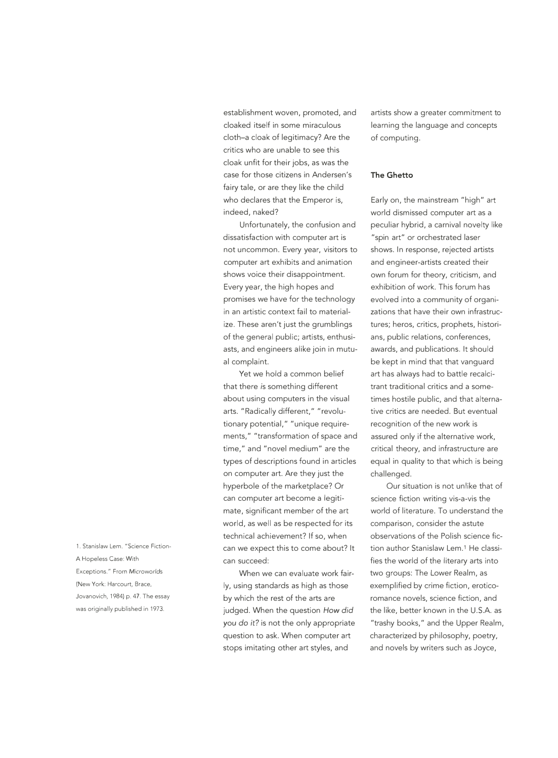establishment woven, promoted, and cloaked itself in some miraculous cloth–a cloak of legitimacy? Are the critics who are unable to see this cloak unfit for their jobs, as was the case for those citizens in Andersen's fairy tale, or are they like the child who declares that the Emperor is, indeed, naked?

Unfortunately, the confusion and dissatisfaction with computer art is not uncommon. Every year, visitors to computer art exhibits and animation shows voice their disappointment. Every year, the high hopes and promises we have for the technology in an artistic context fail to materialize. These aren't just the grumblings of the general public; artists, enthusiasts, and engineers alike join in mutual complaint.

Yet we hold a common belief that there *is* something different about using computers in the visual arts. "Radically different," "revolutionary potential," "unique requirements," "transformation of space and time," and "novel medium" are the types of descriptions found in articles on computer art. Are they just the hyperbole of the marketplace? Or can computer art become a legitimate, significant member of the art world, as well as be respected for its technical achievement? If so, when can we expect this to come about? It can succeed:

When we can evaluate work fairly, using standards as high as those by which the rest of the arts are judged. When the question *How did you do it?* is not the only appropriate question to ask. When computer art stops imitating other art styles, and artists show a greater commitment to learning the language and concepts of computing.

## The Ghetto

Early on, the mainstream "high" art world dismissed computer art as a peculiar hybrid, a carnival novelty like "spin art" or orchestrated laser shows. In response, rejected artists and engineer-artists created their own forum for theory, criticism, and exhibition of work. This forum has evolved into a community of organizations that have their own infrastructures; heros, critics, prophets, historians, public relations, conferences, awards, and publications. It should be kept in mind that that vanguard art has always had to battle recalcitrant traditional critics and a sometimes hostile public, and that alternative critics are needed. But eventual recognition of the new work is assured only if the alternative work, critical theory, and infrastructure are equal in quality to that which is being challenged.

Our situation is not unlike that of science fiction writing vis-a-vis the world of literature. To understand the comparison, consider the astute observations of the Polish science fiction author Stanislaw Lem.[1] He classifies the world of the literary arts into two groups: The Lower Realm, as exemplified by crime fiction, eroticoromance novels, science fiction, and the like, better known in the U.S.A. as "trashy books," and the Upper Realm, characterized by philosophy, poetry, and novels by writers such as Joyce,

1. Stanislaw Lem. "Science Fiction-A Hopeless Case: With Exceptions." From *Microworlds* (New York: Harcourt, Brace, Jovanovich, 1984) p. 47. The essay was originally published in 1973.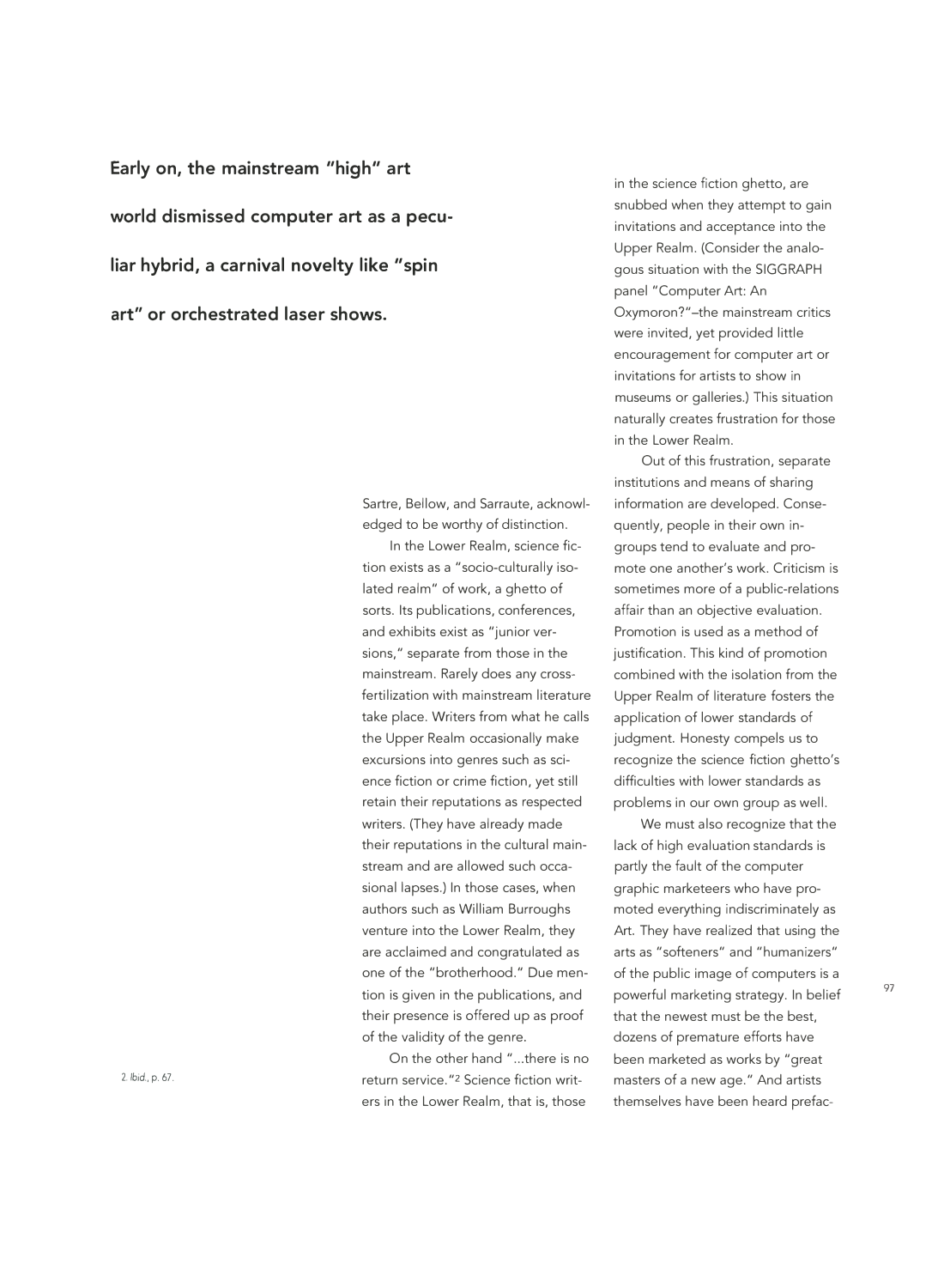**Early on, the mainstream "high" art world dismissed computer art as a peculiar hybrid, a carnival novelty like "spin art" or orchestrated laser shows.**

Sartre, Bellow, and Sarraute, acknowledged to be worthy of distinction.

In the Lower Realm, science fiction exists as a "socio-culturally isolated realm" of work, a ghetto of sorts. Its publications, conferences, and exhibits exist as "junior versions," separate from those in the mainstream. Rarely does any cross-fertilization with mainstream literature take place. Writers from what he calls the Upper Realm occasionally make excursions into genres such as science fiction or crime fiction, yet still retain their reputations as respected writers. (They have already made their reputations in the cultural mainstream and are allowed such occasional lapses.) In those cases, when authors such as William Burroughs venture into the Lower Realm, they are acclaimed and congratulated as one of the "brotherhood." Due mention is given in the publications, and their presence is offered up as proof of the validity of the genre.

On the other hand "...there is no return service."[2] Science fiction writers in the Lower Realm, that is, those in the science fiction ghetto, are snubbed when they attempt to gain invitations and acceptance into the Upper Realm. (Consider the analogous situation with the SIGGRAPH panel "Computer Art: An Oxymoron?"–the mainstream critics were invited, yet provided little encouragement for computer art or invitations for artists to show in museums or galleries.) This situation naturally creates frustration for those in the Lower Realm.

Out of this frustration, separate institutions and means of sharing information are developed. Consequently, people in their own in-groups tend to evaluate and promote one another's work. Criticism is sometimes more of a public-relations affair than an objective evaluation. Promotion is used as a method of justification. This kind of promotion combined with the isolation from the Upper Realm of literature fosters the application of lower standards of judgment. Honesty compels us to recognize the science fiction ghetto's difficulties with lower standards as problems in our own group as well.

We must also recognize that the lack of high evaluation standards is partly the fault of the computer graphic marketeers who have promoted everything indiscriminately as Art. They have realized that using the arts as "softeners" and "humanizers" of the public image of computers is a powerful marketing strategy. In belief that the newest must be the best, dozens of premature efforts have been marketed as works by "great masters of a new age." And artists themselves have been heard prefac-

2. *Ibid.*, p. 67.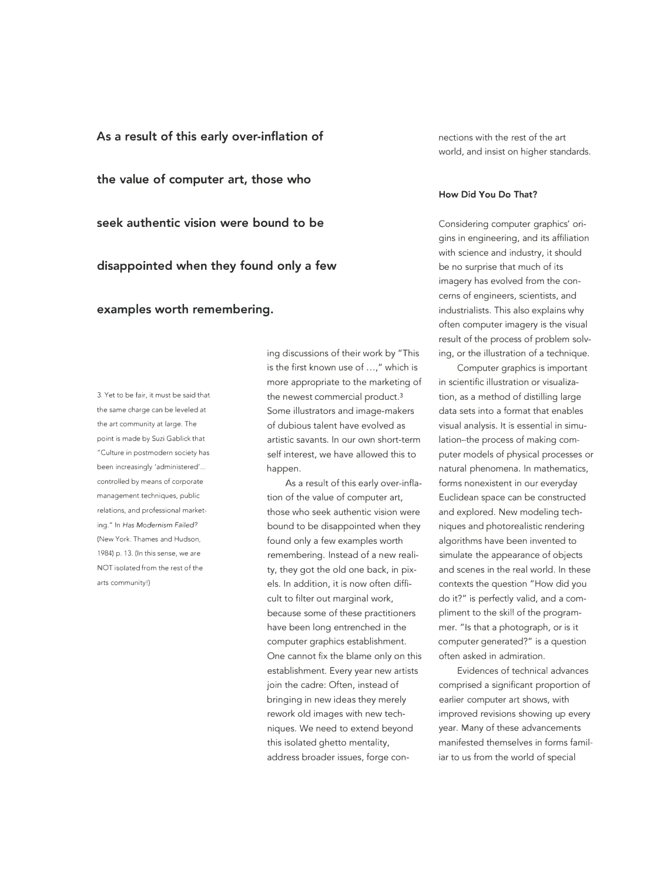**As a result of this early over-inflation of the value of computer art, those who seek authentic vision were bound to be disappointed when they found only a few examples worth remembering.**

ing discussions of their work by "This is the first known use of …," which is more appropriate to the marketing of the newest commercial product.[3] Some illustrators and image-makers of dubious talent have evolved as artistic savants. In our own short-term self interest, we have allowed this to happen.

As a result of this early over-inflation of the value of computer art, those who seek authentic vision were bound to be disappointed when they found only a few examples worth remembering. Instead of a new reality, they got the old one back, in pixels. In addition, it is now often difficult to filter out marginal work, because some of these practitioners have been long entrenched in the computer graphics establishment. One cannot fix the blame only on this establishment. Every year new artists join the cadre: Often, instead of bringing in new ideas they merely rework old images with new techniques. We need to extend beyond this isolated ghetto mentality, address broader issues, forge connections with the rest of the art world, and insist on higher standards.

3. Yet to be fair, it must be said that the same charge can be leveled at the art community at large. The point is made by Suzi Gablick that "Culture in postmodern society has been increasingly 'administered'… controlled by means of corporate management techniques, public relations, and professional marketing." In *Has Modernism Failed?* (New York. Thames and Hudson, 1984) p. 13. (In this sense, we are NOT isolated from the rest of the arts community!)

#### How Did You Do That?

Considering computer graphics' origins in engineering, and its affiliation with science and industry, it should be no surprise that much of its imagery has evolved from the concerns of engineers, scientists, and industrialists. This also explains why often computer imagery is the visual result of the process of problem solving, or the illustration of a technique.

Computer graphics is important in scientific illustration or visualization, as a method of distilling large data sets into a format that enables visual analysis. It is essential in simulation–the process of making computer models of physical processes or natural phenomena. In mathematics, forms nonexistent in our everyday Euclidean space can be constructed and explored. New modeling techniques and photorealistic rendering algorithms have been invented to simulate the appearance of objects and scenes in the real world. In these contexts the question "How did you do it?" is perfectly valid, and a compliment to the skill of the programmer. "Is that a photograph, or is it computer generated?" is a question often asked in admiration.

Evidences of technical advances comprised a significant proportion of earlier computer art shows, with improved revisions showing up every year. Many of these advancements manifested themselves in forms familiar to us from the world of special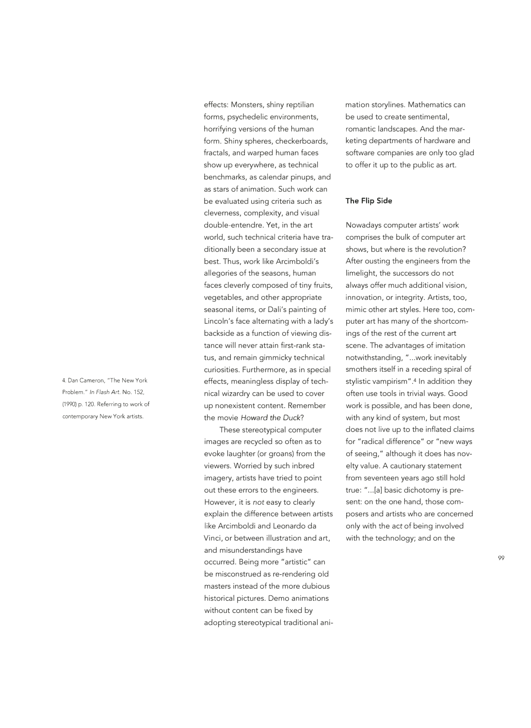effects: Monsters, shiny reptilian forms, psychedelic environments, horrifying versions of the human form. Shiny spheres, checkerboards, fractals, and warped human faces show up everywhere, as technical benchmarks, as calendar pinups, and as stars of animation. Such work can be evaluated using criteria such as cleverness, complexity, and visual double-entendre. Yet, in the art world, such technical criteria have traditionally been a secondary issue at best. Thus, work like Arcimboldi's allegories of the seasons, human faces cleverly composed of tiny fruits, vegetables, and other appropriate seasonal items, or Dali's painting of Lincoln's face alternating with a lady's backside as a function of viewing distance will never attain first-rank status, and remain gimmicky technical curiosities. Furthermore, as in special effects, meaningless display of technical wizardry can be used to cover up nonexistent content. Remember the movie *Howard the Duck*?

These stereotypical computer images are recycled so often as to evoke laughter (or groans) from the viewers. Worried by such inbred imagery, artists have tried to point out these errors to the engineers. However, it is *not* easy to clearly explain the difference between artists like Arcimboldi and Leonardo da Vinci, or between illustration and art, and misunderstandings have occurred. Being more "artistic" can be misconstrued as re-rendering old masters instead of the more dubious historical pictures. Demo animations without content can be fixed by adopting stereotypical traditional animation storylines. Mathematics can be used to create sentimental, romantic landscapes. And the marketing departments of hardware and software companies are only too glad to offer it up to the public as art.

### The Flip Side

Nowadays computer artists' work comprises the bulk of computer art shows, but where is the revolution? After ousting the engineers from the limelight, the successors do not always offer much additional vision, innovation, or integrity. Artists, too, mimic other art styles. Here too, computer art has many of the shortcomings of the rest of the current art scene. The advantages of imitation notwithstanding, "...work inevitably smothers itself in a receding spiral of stylistic vampirism".[4] In addition they often use tools in trivial ways. Good work is possible, and has been done, with any kind of system, but most does not live up to the inflated claims for "radical difference" or "new ways of seeing," although it does has novelty value. A cautionary statement from seventeen years ago still hold true: "...[a] basic dichotomy is present: on the one hand, those composers and artists who are concerned only with the act of being involved with the technology; and on the

4. Dan Cameron, "The New York Problem." *In Flash Art*. No. 152, (1990) p. 120. Referring to work of contemporary New York artists.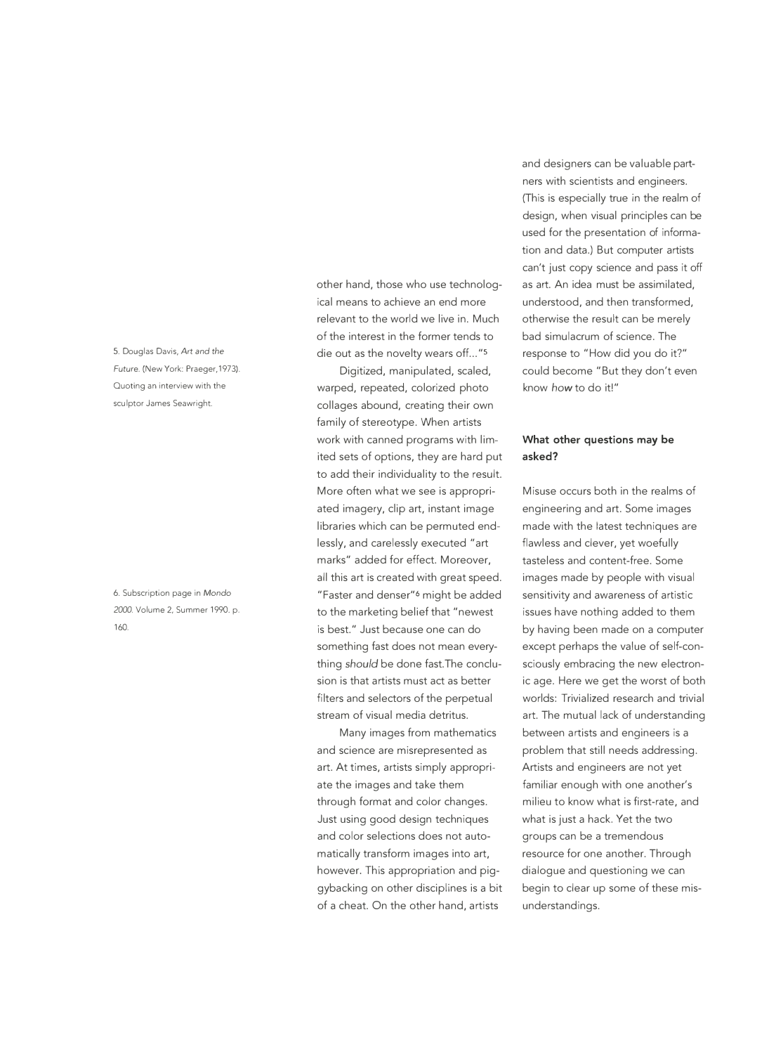other hand, those who use technological means to achieve an end more relevant to the world we live in. Much of the interest in the former tends to die out as the novelty wears off..."[5]

Digitized, manipulated, scaled, warped, repeated, colorized photo collages abound, creating their own family of stereotype. When artists work with canned programs with limited sets of options, they are hard put to add their individuality to the result. More often what we see is appropriated imagery, clip art, instant image libraries which can be permuted endlessly, and carelessly executed "art marks" added for effect. Moreover, all this art is created with great speed. "Faster and denser"[6] might be added to the marketing belief that "newest is best." Just because one can do something fast does not mean everything *should* be done fast. The conclusion is that artists must act as better filters and selectors of the perpetual stream of visual media detritus.

Many images from mathematics and science are misrepresented as art. At times, artists simply appropriate the images and take them through format and color changes. Just using good design techniques and color selections does not automatically transform images into art, however. This appropriation and piggybacking on other disciplines is a bit of a cheat. On the other hand, artists and designers can be valuable partners with scientists and engineers. (This is especially true in the realm of design, when visual principles can be used for the presentation of information and data.) But computer artists can't just copy science and pass it off as art. An idea must be assimilated, understood, and then transformed, otherwise the result can be merely bad simulacrum of science. The response to "How did you do it?" could become "But they don't even know *how* to do it!"

5. Douglas Davis, *Art and the Future.* (New York: Praeger, 1973). Quoting an interview with the sculptor James Seawright.

6. Subscription page in *Mondo 2000.* Volume 2, Summer 1990. p. 160.

### What other questions may be asked?

Misuse occurs both in the realms of engineering and art. Some images made with the latest techniques are flawless and clever, yet woefully tasteless and content-free. Some images made by people with visual sensitivity and awareness of artistic issues have nothing added to them by having been made on a computer except perhaps the value of self-consciously embracing the new electronic age. Here we get the worst of both worlds: Trivialized research and trivial art. The mutual lack of understanding between artists and engineers is a problem that still needs addressing. Artists and engineers are not yet familiar enough with one another's milieu to know what is first-rate, and what is just a hack. Yet the two groups can be a tremendous resource for one another. Through dialogue and questioning we can begin to clear up some of these misunderstandings.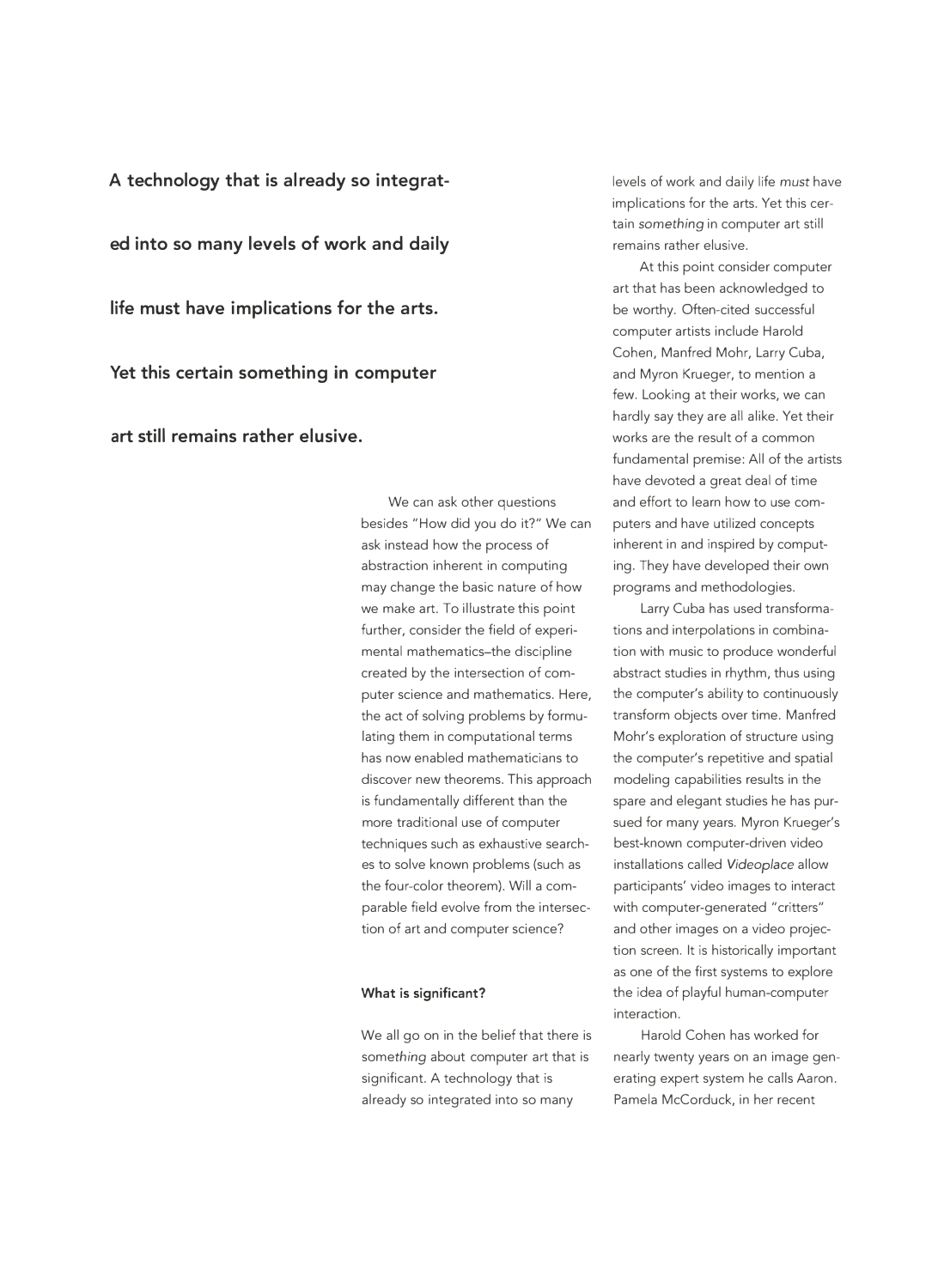**A technology that is already so integrated into so many levels of work and daily life must have implications for the arts. Yet this certain something in computer art still remains rather elusive.**

We can ask other questions besides "How did you do it?" We can ask instead how the process of abstraction inherent in computing may change the basic nature of how we make art. To illustrate this point further, consider the field of experimental mathematics–the discipline created by the intersection of computer science and mathematics. Here, the act of solving problems by formulating them in computational terms has now enabled mathematicians to discover new theorems. This approach is fundamentally different than the more traditional use of computer techniques such as exhaustive searches to solve known problems (such as the four-color theorem). Will a comparable field evolve from the intersection of art and computer science?

#### What is significant?

We all go on in the belief that there is some*thing* about computer art that is significant. A technology that is already so integrated into so many levels of work and daily life *must* have implications for the arts. Yet this certain *something* in computer art still remains rather elusive.

At this point consider computer art that has been acknowledged to be worthy. Often-cited successful computer artists include Harold Cohen, Manfred Mohr, Larry Cuba, and Myron Krueger, to mention a few. Looking at their works, we can hardly say they are all alike. Yet their works are the result of a common fundamental premise: All of the artists have devoted a great deal of time and effort to learn how to use computers and have utilized concepts inherent in and inspired by computing. They have developed their own programs and methodologies.

Larry Cuba has used transformations and interpolations in combination with music to produce wonderful abstract studies in rhythm, thus using the computer's ability to continuously transform objects over time. Manfred Mohr's exploration of structure using the computer's repetitive and spatial modeling capabilities results in the spare and elegant studies he has pursued for many years. Myron Krueger's best-known computer-driven video installations called *Videoplace* allow participants' video images to interact with computer-generated "critters" and other images on a video projection screen. It is historically important as one of the first systems to explore the idea of playful human-computer interaction.

Harold Cohen has worked for nearly twenty years on an image generating expert system he calls Aaron. Pamela McCorduck, in her recent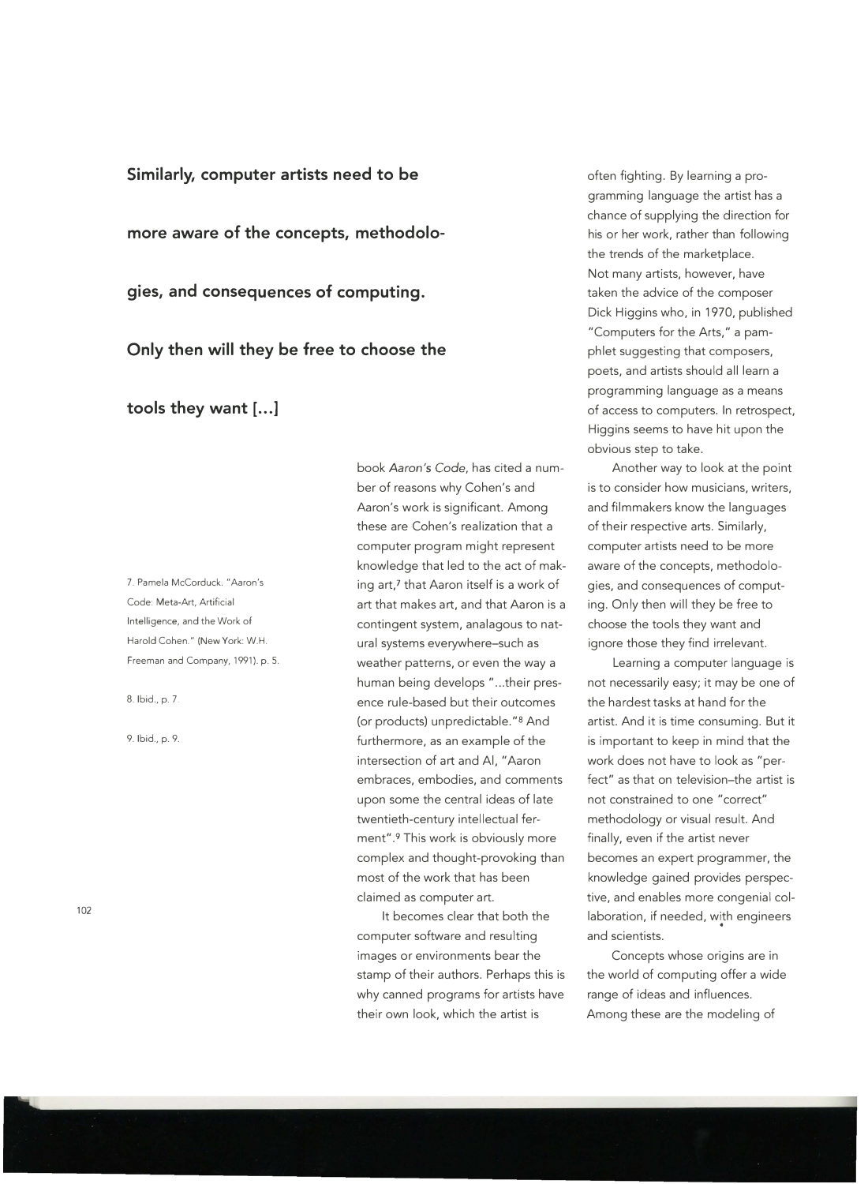**Similarly, computer artists need to be more aware of the concepts, methodologies, and consequences of computing. Only then will they be free to choose the tools they want [...]**

book *Aaron's Code*, has cited a number of reasons why Cohen's and Aaron's work is significant. Among these are Cohen's realization that a computer program might represent knowledge that led to the act of making art,[7] that Aaron itself is a work of art that makes art, and that Aaron is a contingent system, analagous to natural systems everywhere–such as weather patterns, or even the way a human being develops "...their presence rule-based but their outcomes (or products) unpredictable."[8] And furthermore, as an example of the intersection of art and AI, "Aaron embraces, embodies, and comments upon some the central ideas of late twentieth-century intellectual ferment".[9] This work is obviously more complex and thought-provoking than most of the work that has been claimed as computer art.

It becomes clear that both the computer software and resulting images or environments bear the stamp of their authors. Perhaps this is why canned programs for artists have their own look, which the artist is often fighting. By learning a programming language the artist has a chance of supplying the direction for his or her work, rather than following the trends of the marketplace.
Not many artists, however, have taken the advice of the composer Dick Higgins who, in 1970, published "Computers for the Arts," a pamphlet suggesting that composers, poets, and artists should all learn a programming language as a means of access to computers. In retrospect, Higgins seems to have hit upon the obvious step to take.

Another way to look at the point is to consider how musicians, writers, and filmmakers know the languages of their respective arts. Similarly, computer artists need to be more aware of the concepts, methodologies, and consequences of computing. Only then will they be free to choose the tools they want and ignore those they find irrelevant.

Learning a computer language is not necessarily easy; it may be one of the hardest tasks at hand for the artist. And it is time consuming. But it is important to keep in mind that the work does not have to look as "perfect" as that on television–the artist is not constrained to one "correct" methodology or visual result. And finally, even if the artist never becomes an expert programmer, the knowledge gained provides perspective, and enables more congenial collaboration, if needed, with engineers and scientists.

Concepts whose origins are in the world of computing offer a wide range of ideas and influences. Among these are the modeling of

7. Pamela McCorduck. "Aaron's Code: Meta-Art, Artificial Intelligence, and the Work of Harold Cohen." (New York: W.H. Freeman and Company, 1991). p. 5.

8. Ibid., p. 7.

9. Ibid., p. 9.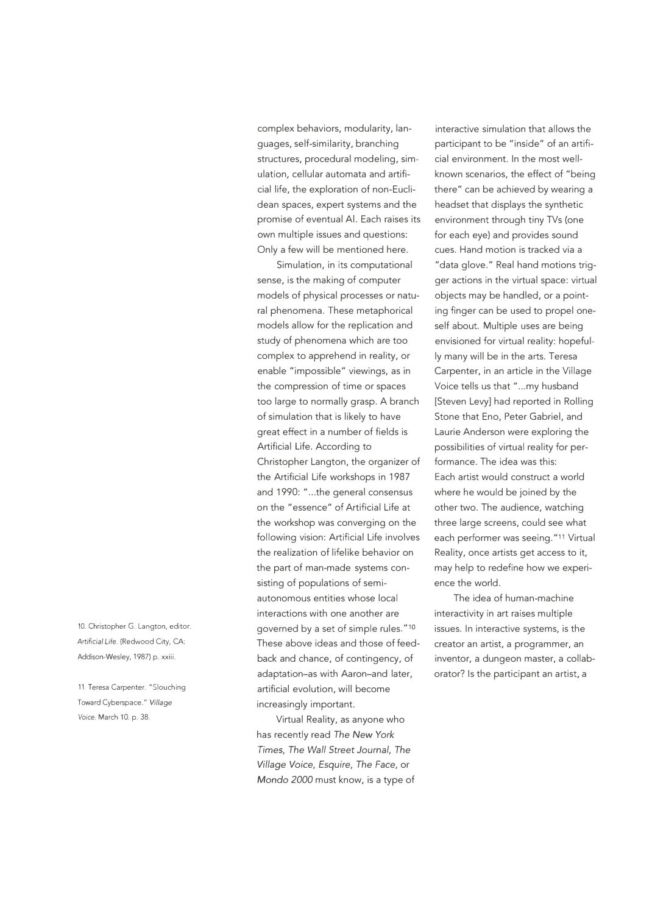complex behaviors, modularity, languages, self-similarity, branching structures, procedural modeling, simulation, cellular automata and artificial life, the exploration of non-Euclidean spaces, expert systems and the promise of eventual AI. Each raises its own multiple issues and questions: Only a few will be mentioned here.

Simulation, in its computational sense, is the making of computer models of physical processes or natural phenomena. These metaphorical models allow for the replication and study of phenomena which are too complex to apprehend in reality, or enable "impossible" viewings, as in the compression of time or spaces too large to normally grasp. A branch of simulation that is likely to have great effect in a number of fields is Artificial Life. According to Christopher Langton, the organizer of the Artificial Life workshops in 1987 and 1990: "...the general consensus on the "essence" of Artificial Life at the workshop was converging on the following vision: Artificial Life involves the realization of lifelike behavior on the part of man-made systems consisting of populations of semi-autonomous entities whose local interactions with one another are governed by a set of simple rules."[10] These above ideas and those of feedback and chance, of contingency, of adaptation–as with Aaron–and later, artificial evolution, will become increasingly important.

Virtual Reality, as anyone who has recently read *The New York Times*, *The Wall Street Journal*, *The Village Voice*, *Esquire*, *The Face*, or *Mondo 2000* must know, is a type of interactive simulation that allows the participant to be "inside" of an artificial environment. In the most well-known scenarios, the effect of "being there" can be achieved by wearing a headset that displays the synthetic environment through tiny TVs (one for each eye) and provides sound cues. Hand motion is tracked via a "data glove." Real hand motions trigger actions in the virtual space: virtual objects may be handled, or a pointing finger can be used to propel oneself about. Multiple uses are being envisioned for virtual reality: hopefully many will be in the arts. Teresa Carpenter, in an article in the Village Voice tells us that "...my husband [Steven Levy] had reported in Rolling Stone that Eno, Peter Gabriel, and Laurie Anderson were exploring the possibilities of virtual reality for performance. The idea was this: Each artist would construct a world where he would be joined by the other two. The audience, watching three large screens, could see what each performer was seeing."[11] Virtual Reality, once artists get access to it, may help to redefine how we experience the world.

The idea of human-machine interactivity in art raises multiple issues. In interactive systems, is the creator an artist, a programmer, an inventor, a dungeon master, a collaborator? Is the participant an artist, a

10. Christopher G. Langton, editor. *Artificial Life*. (Redwood City, CA: Addison-Wesley, 1987) p. xxiii.

11. Teresa Carpenter. "Slouching Toward Cyberspace." *Village Voice*. March 10. p. 38.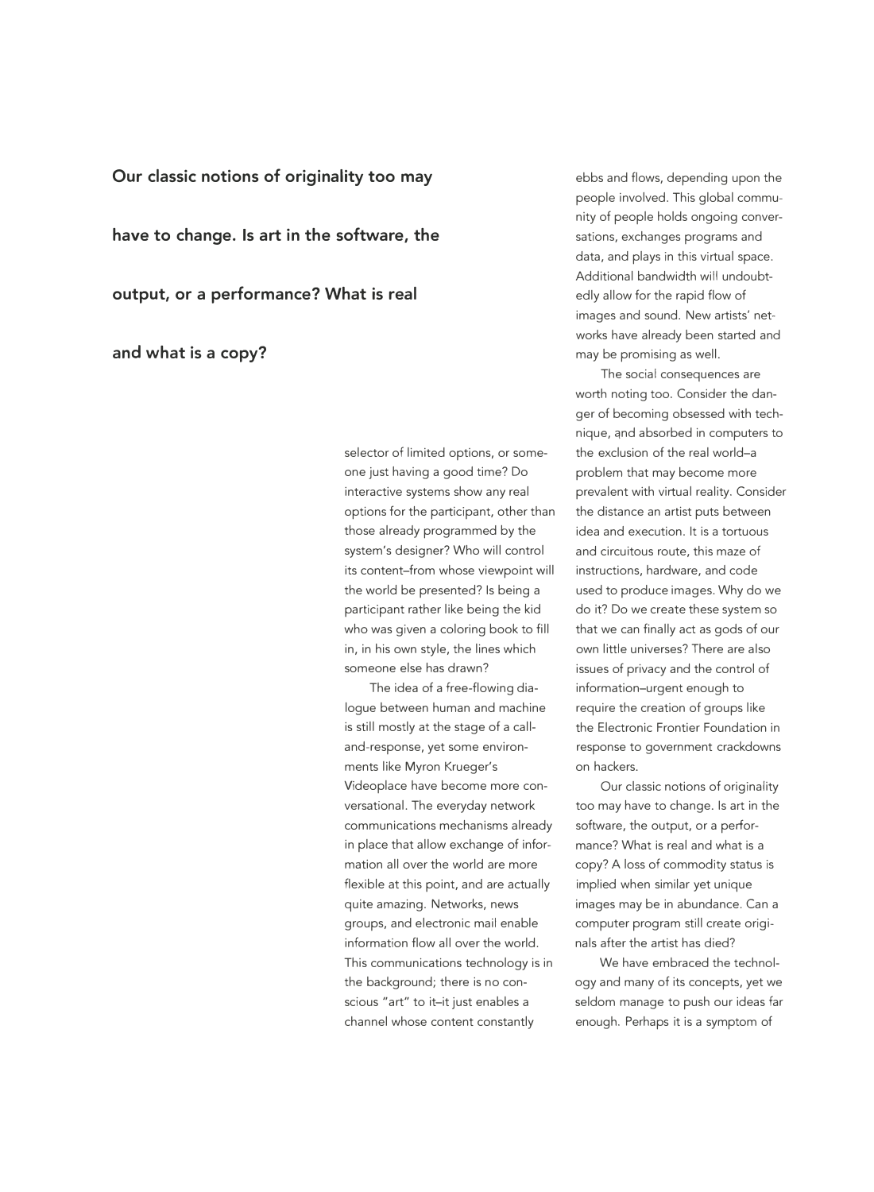**Our classic notions of originality too may have to change. Is art in the software, the output, or a performance? What is real and what is a copy?**

selector of limited options, or someone just having a good time? Do interactive systems show any real options for the participant, other than those already programmed by the system's designer? Who will control its content–from whose viewpoint will the world be presented? Is being a participant rather like being the kid who was given a coloring book to fill in, in his own style, the lines which someone else has drawn?

The idea of a free-flowing dialogue between human and machine is still mostly at the stage of a call-and-response, yet some environments like Myron Krueger's Videoplace have become more conversational. The everyday network communications mechanisms already in place that allow exchange of information all over the world are more flexible at this point, and are actually quite amazing. Networks, news groups, and electronic mail enable information flow all over the world. This communications technology is in the background; there is no conscious "art" to it–it just enables a channel whose content constantly ebbs and flows, depending upon the people involved. This global community of people holds ongoing conversations, exchanges programs and data, and plays in this virtual space. Additional bandwidth will undoubtedly allow for the rapid flow of images and sound. New artists' networks have already been started and may be promising as well.

The social consequences are worth noting too. Consider the danger of becoming obsessed with technique, and absorbed in computers to the exclusion of the real world–a problem that may become more prevalent with virtual reality. Consider the distance an artist puts between idea and execution. It is a tortuous and circuitous route, this maze of instructions, hardware, and code used to produce images. Why do we do it? Do we create these system so that we can finally act as gods of our own little universes? There are also issues of privacy and the control of information–urgent enough to require the creation of groups like the Electronic Frontier Foundation in response to government crackdowns on hackers.

Our classic notions of originality too may have to change. Is art in the software, the output, or a performance? What is real and what is a copy? A loss of commodity status is implied when similar yet unique images may be in abundance. Can a computer program still create originals after the artist has died?

We have embraced the technology and many of its concepts, yet we seldom manage to push our ideas far enough. Perhaps it is a symptom of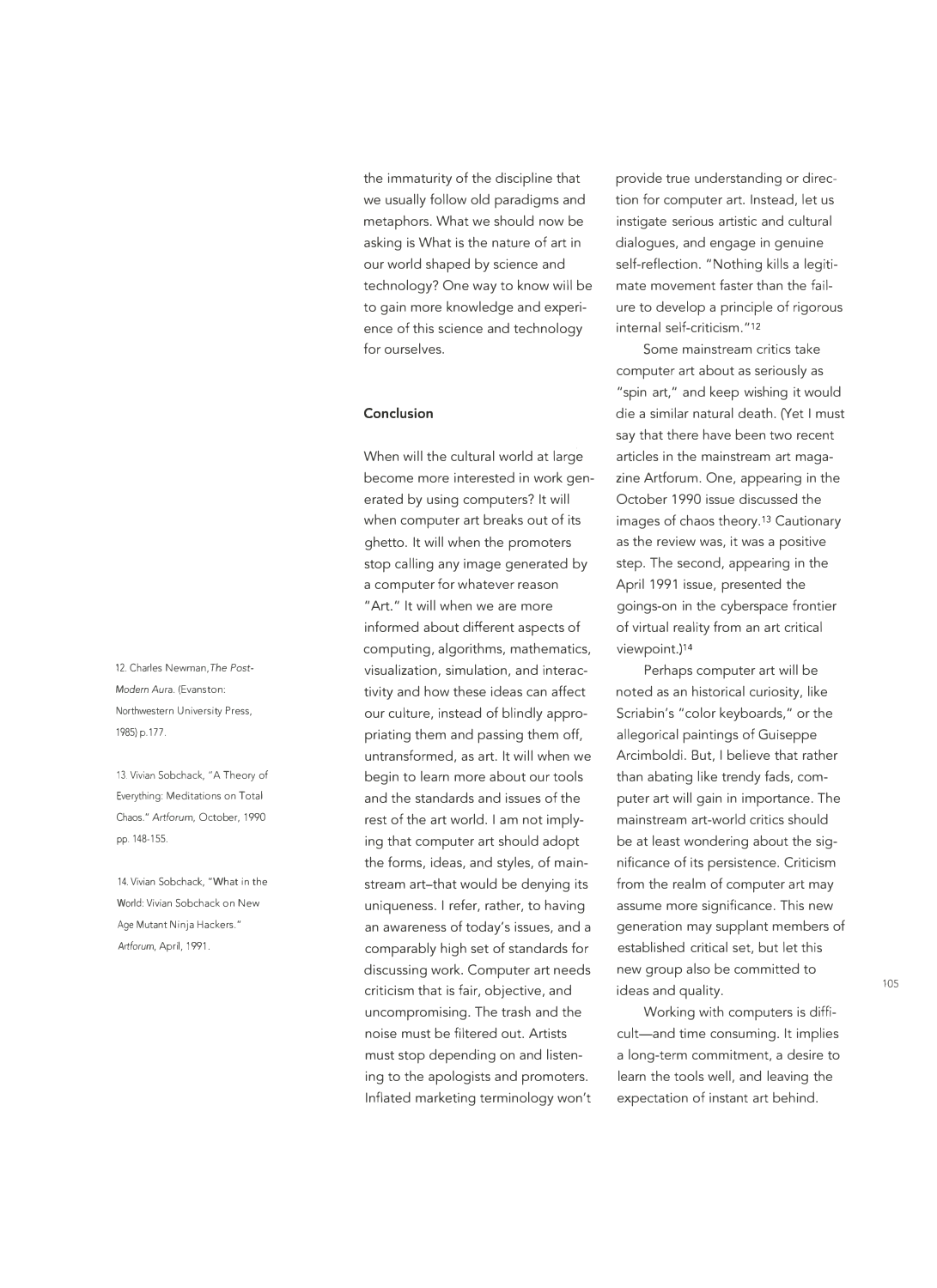the immaturity of the discipline that we usually follow old paradigms and metaphors. What we should now be asking is What is the nature of art in our world shaped by science and technology? One way to know will be to gain more knowledge and experience of this science and technology for ourselves.

### Conclusion

When will the cultural world at large become more interested in work generated by using computers? It will when computer art breaks out of its ghetto. It will when the promoters stop calling any image generated by a computer for whatever reason "Art." It will when we are more informed about different aspects of computing, algorithms, mathematics, visualization, simulation, and interactivity and how these ideas can affect our culture, instead of blindly appropriating them and passing them off, untransformed, as art. It will when we begin to learn more about our tools and the standards and issues of the rest of the art world. I am not implying that computer art should adopt the forms, ideas, and styles, of mainstream art–that would be denying its uniqueness. I refer, rather, to having an awareness of today's issues, and a comparably high set of standards for discussing work. Computer art needs criticism that is fair, objective, and uncompromising. The trash and the noise must be filtered out. Artists must stop depending on and listening to the apologists and promoters. Inflated marketing terminology won't provide true understanding or direction for computer art. Instead, let us instigate serious artistic and cultural dialogues, and engage in genuine self-reflection. "Nothing kills a legitimate movement faster than the failure to develop a principle of rigorous internal self-criticism."[12]

Some mainstream critics take computer art about as seriously as "spin art," and keep wishing it would die a similar natural death. (Yet I must say that there have been two recent articles in the mainstream art magazine Artforum. One, appearing in the October 1990 issue discussed the images of chaos theory.[13] Cautionary as the review was, it was a positive step. The second, appearing in the April 1991 issue, presented the goings-on in the cyberspace frontier of virtual reality from an art critical viewpoint.)[14]

Perhaps computer art will be noted as an historical curiosity, like Scriabin's "color keyboards," or the allegorical paintings of Guiseppe Arcimboldi. But, I believe that rather than abating like trendy fads, computer art will gain in importance. The mainstream art-world critics should be at least wondering about the significance of its persistence. Criticism from the realm of computer art may assume more significance. This new generation may supplant members of established critical set, but let this new group also be committed to ideas and quality.

Working with computers is difficult—and time consuming. It implies a long-term commitment, a desire to learn the tools well, and leaving the expectation of instant art behind.

12. Charles Newman, *The Post-Modern Aura*. (Evanston: Northwestern University Press, 1985) p.177.

13. Vivian Sobchack, "A Theory of Everything: Meditations on Total Chaos." *Artforum*, October, 1990 pp. 148-155.

14. Vivian Sobchack, "What in the World: Vivian Sobchack on New Age Mutant Ninja Hackers." *Artforum*, April, 1991.